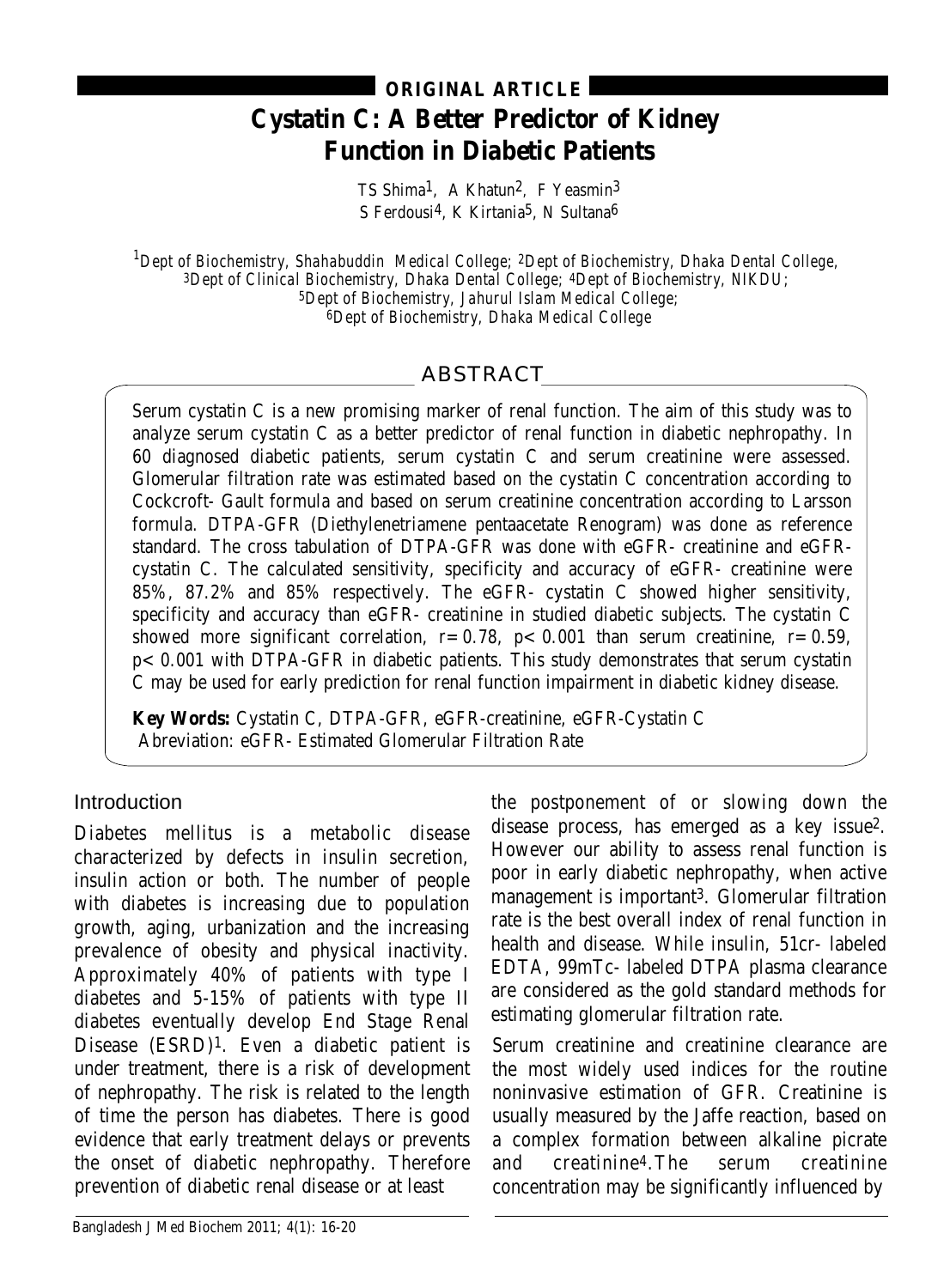**ORIGINAL ARTICLE**

# Cystatin C: A Better Predictor of Kidney Function in Diabetic Patients

TS Shima[1], A Khatun[2], F Yeasmin[3]
S Ferdousi[4], K Kirtania[5], N Sultana[6]

[1]Dept of Biochemistry, Shahabuddin Medical College; [2]Dept of Biochemistry, Dhaka Dental College, [3]Dept of Clinical Biochemistry, Dhaka Dental College; [4]Dept of Biochemistry, NIKDU; [5]Dept of Biochemistry, Jahurul Islam Medical College; [6]Dept of Biochemistry, Dhaka Medical College

## ABSTRACT

Serum cystatin C is a new promising marker of renal function. The aim of this study was to analyze serum cystatin C as a better predictor of renal function in diabetic nephropathy. In 60 diagnosed diabetic patients, serum cystatin C and serum creatinine were assessed. Glomerular filtration rate was estimated based on the cystatin C concentration according to Cockcroft- Gault formula and based on serum creatinine concentration according to Larsson formula. DTPA-GFR (Diethylenetriamene pentaacetate Renogram) was done as reference standard. The cross tabulation of DTPA-GFR was done with eGFR- creatinine and eGFR-cystatin C. The calculated sensitivity, specificity and accuracy of eGFR- creatinine were 85%, 87.2% and 85% respectively. The eGFR- cystatin C showed higher sensitivity, specificity and accuracy than eGFR- creatinine in studied diabetic subjects. The cystatin C showed more significant correlation, $r= 0.78$, $p< 0.001$ than serum creatinine, $r= 0.59$, $p< 0.001$ with DTPA-GFR in diabetic patients. This study demonstrates that serum cystatin C may be used for early prediction for renal function impairment in diabetic kidney disease.

**Key Words:** Cystatin C, DTPA-GFR, eGFR-creatinine, eGFR-Cystatin C
Abreviation: eGFR- Estimated Glomerular Filtration Rate

## Introduction

Diabetes mellitus is a metabolic disease characterized by defects in insulin secretion, insulin action or both. The number of people with diabetes is increasing due to population growth, aging, urbanization and the increasing prevalence of obesity and physical inactivity. Approximately 40% of patients with type I diabetes and 5-15% of patients with type II diabetes eventually develop End Stage Renal Disease (ESRD)[1]. Even a diabetic patient is under treatment, there is a risk of development of nephropathy. The risk is related to the length of time the person has diabetes. There is good evidence that early treatment delays or prevents the onset of diabetic nephropathy. Therefore prevention of diabetic renal disease or at least the postponement of or slowing down the disease process, has emerged as a key issue[2]. However our ability to assess renal function is poor in early diabetic nephropathy, when active management is important[3]. Glomerular filtration rate is the best overall index of renal function in health and disease. While insulin, 51cr- labeled EDTA, 99mTc- labeled DTPA plasma clearance are considered as the gold standard methods for estimating glomerular filtration rate.

Serum creatinine and creatinine clearance are the most widely used indices for the routine noninvasive estimation of GFR. Creatinine is usually measured by the Jaffe reaction, based on a complex formation between alkaline picrate and creatinine[4]. The serum creatinine concentration may be significantly influenced by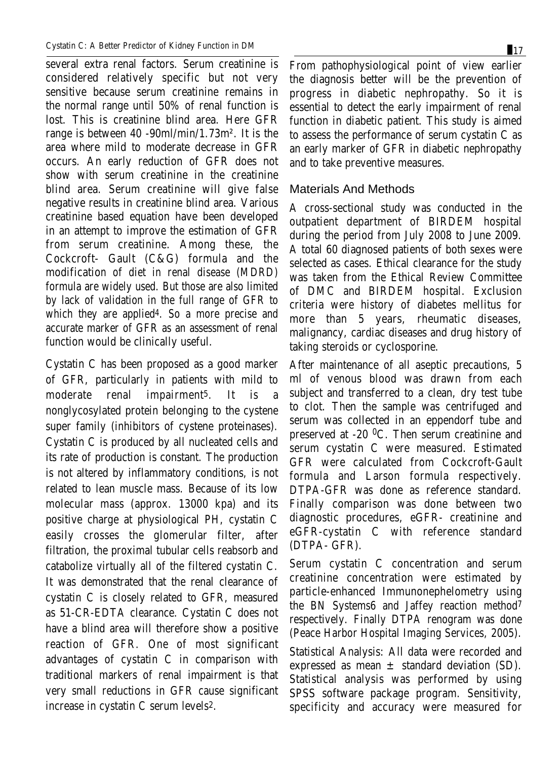several extra renal factors. Serum creatinine is considered relatively specific but not very sensitive because serum creatinine remains in the normal range until 50% of renal function is lost. This is creatinine blind area. Here GFR range is between 40 -90ml/min/1.73m². It is the area where mild to moderate decrease in GFR occurs. An early reduction of GFR does not show with serum creatinine in the creatinine blind area. Serum creatinine will give false negative results in creatinine blind area. Various creatinine based equation have been developed in an attempt to improve the estimation of GFR from serum creatinine. Among these, the Cockcroft- Gault (C&G) formula and the modification of diet in renal disease (MDRD) formula are widely used. But those are also limited by lack of validation in the full range of GFR to which they are applied[4]. So a more precise and accurate marker of GFR as an assessment of renal function would be clinically useful.

Cystatin C has been proposed as a good marker of GFR, particularly in patients with mild to moderate renal impairment[5]. It is a nonglycosylated protein belonging to the cystene super family (inhibitors of cystene proteinases). Cystatin C is produced by all nucleated cells and its rate of production is constant. The production is not altered by inflammatory conditions, is not related to lean muscle mass. Because of its low molecular mass (approx. 13000 kpa) and its positive charge at physiological PH, cystatin C easily crosses the glomerular filter, after filtration, the proximal tubular cells reabsorb and catabolize virtually all of the filtered cystatin C. It was demonstrated that the renal clearance of cystatin C is closely related to GFR, measured as 51-CR-EDTA clearance. Cystatin C does not have a blind area will therefore show a positive reaction of GFR. One of most significant advantages of cystatin C in comparison with traditional markers of renal impairment is that very small reductions in GFR cause significant increase in cystatin C serum levels[2].

From pathophysiological point of view earlier the diagnosis better will be the prevention of progress in diabetic nephropathy. So it is essential to detect the early impairment of renal function in diabetic patient. This study is aimed to assess the performance of serum cystatin C as an early marker of GFR in diabetic nephropathy and to take preventive measures.

## Materials And Methods

A cross-sectional study was conducted in the outpatient department of BIRDEM hospital during the period from July 2008 to June 2009. A total 60 diagnosed patients of both sexes were selected as cases. Ethical clearance for the study was taken from the Ethical Review Committee of DMC and BIRDEM hospital. Exclusion criteria were history of diabetes mellitus for more than 5 years, rheumatic diseases, malignancy, cardiac diseases and drug history of taking steroids or cyclosporine.

After maintenance of all aseptic precautions, 5 ml of venous blood was drawn from each subject and transferred to a clean, dry test tube to clot. Then the sample was centrifuged and serum was collected in an eppendorf tube and preserved at -20 $^0$C. Then serum creatinine and serum cystatin C were measured. Estimated GFR were calculated from Cockcroft-Gault formula and Larson formula respectively. DTPA-GFR was done as reference standard. Finally comparison was done between two diagnostic procedures, eGFR- creatinine and eGFR-cystatin C with reference standard (DTPA- GFR).

Serum cystatin C concentration and serum creatinine concentration were estimated by particle-enhanced Immunonephelometry using the BN Systems[6] and Jaffey reaction method[7] respectively. Finally DTPA renogram was done (Peace Harbor Hospital Imaging Services, 2005).

Statistical Analysis: All data were recorded and expressed as mean ± standard deviation (SD). Statistical analysis was performed by using SPSS software package program. Sensitivity, specificity and accuracy were measured for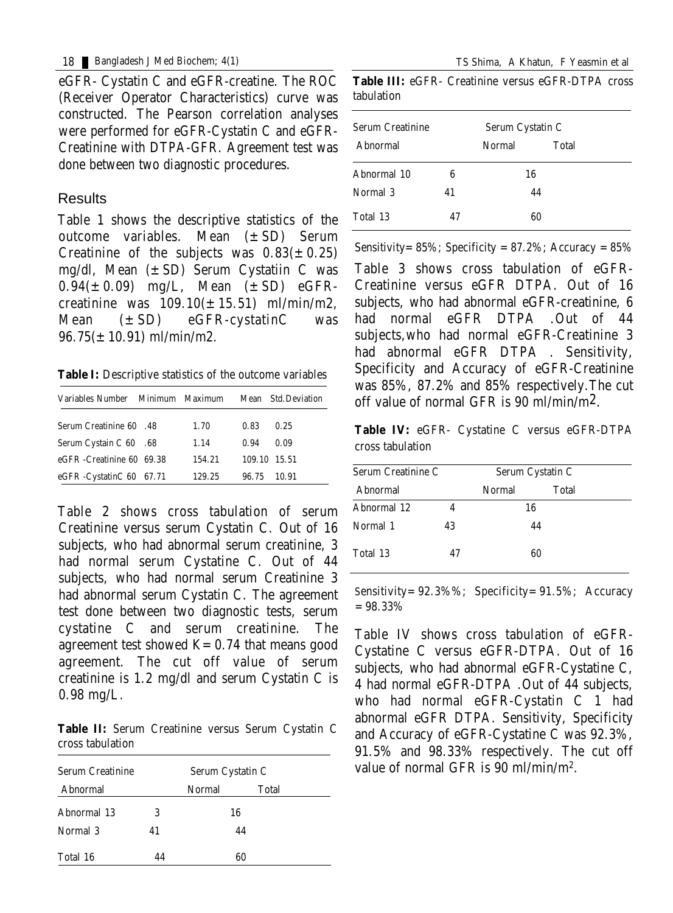eGFR- Cystatin C and eGFR-creatine. The ROC (Receiver Operator Characteristics) curve was constructed. The Pearson correlation analyses were performed for eGFR-Cystatin C and eGFR-Creatinine with DTPA-GFR. Agreement test was done between two diagnostic procedures.

## Results

Table 1 shows the descriptive statistics of the outcome variables. Mean (±SD) Serum Creatinine of the subjects was 0.83(±0.25) mg/dl, Mean (±SD) Serum Cystatiin C was 0.94(±0.09) mg/L, Mean (±SD) eGFR-creatinine was 109.10(±15.51) ml/min/m2, Mean (±SD) eGFR-cystatinC was 96.75(±10.91) ml/min/m2.

**Table I:** Descriptive statistics of the outcome variables

| Variables | Number | Minimum | Maximum | Mean | Std.Deviation |
|---|---|---|---|---|---|
| Serum Creatinine | 60 | .48 | 1.70 | 0.83 | 0.25 |
| Serum Cystain C | 60 | .68 | 1.14 | 0.94 | 0.09 |
| eGFR -Creatinine | 60 | 69.38 | 154.21 | 109.10 | 15.51 |
| eGFR -CystatinC | 60 | 67.71 | 129.25 | 96.75 | 10.91 |

Table 2 shows cross tabulation of serum Creatinine versus serum Cystatin C. Out of 16 subjects, who had abnormal serum creatinine, 3 had normal serum Cystatine C. Out of 44 subjects, who had normal serum Creatinine 3 had abnormal serum Cystatin C. The agreement test done between two diagnostic tests, serum cystatine C and serum creatinine. The agreement test showed K= 0.74 that means good agreement. The cut off value of serum creatinine is 1.2 mg/dl and serum Cystatin C is 0.98 mg/L.

**Table II:** Serum Creatinine versus Serum Cystatin C cross tabulation

| Serum Creatinine | Serum Cystatin C | | |
|---|---|---|---|
| | Abnormal | Normal | Total |
| Abnormal | 13 | 3 | 16 |
| Normal | 3 | 41 | 44 |
| Total | 16 | 44 | 60 |

**Table III:** eGFR- Creatinine versus eGFR-DTPA cross tabulation

| Serum Creatinine | Serum Cystatin C | | |
|---|---|---|---|
| | Abnormal | Normal | Total |
| Abnormal | 10 | 6 | 16 |
| Normal | 3 | 41 | 44 |
| Total | 13 | 47 | 60 |

Sensitivity= 85%; Specificity = 87.2%; Accuracy = 85%

Table 3 shows cross tabulation of eGFR-Creatinine versus eGFR DTPA. Out of 16 subjects, who had abnormal eGFR-creatinine, 6 had normal eGFR DTPA .Out of 44 subjects,who had normal eGFR-Creatinine 3 had abnormal eGFR DTPA . Sensitivity, Specificity and Accuracy of eGFR-Creatinine was 85%, 87.2% and 85% respectively.The cut off value of normal GFR is 90 ml/min/m2.

**Table IV:** eGFR- Cystatine C versus eGFR-DTPA cross tabulation

| Serum Creatinine C | Serum Cystatin C | | |
|---|---|---|---|
| | Abnormal | Normal | Total |
| Abnormal | 12 | 4 | 16 |
| Normal | 1 | 43 | 44 |
| Total | 13 | 47 | 60 |

Sensitivity= 92.3%%; Specificity= 91.5%; Accuracy = 98.33%

Table IV shows cross tabulation of eGFR-Cystatine C versus eGFR-DTPA. Out of 16 subjects, who had abnormal eGFR-Cystatine C, 4 had normal eGFR-DTPA .Out of 44 subjects, who had normal eGFR-Cystatin C 1 had abnormal eGFR DTPA. Sensitivity, Specificity and Accuracy of eGFR-Cystatine C was 92.3%, 91.5% and 98.33% respectively. The cut off value of normal GFR is 90 ml/min/m$^2$.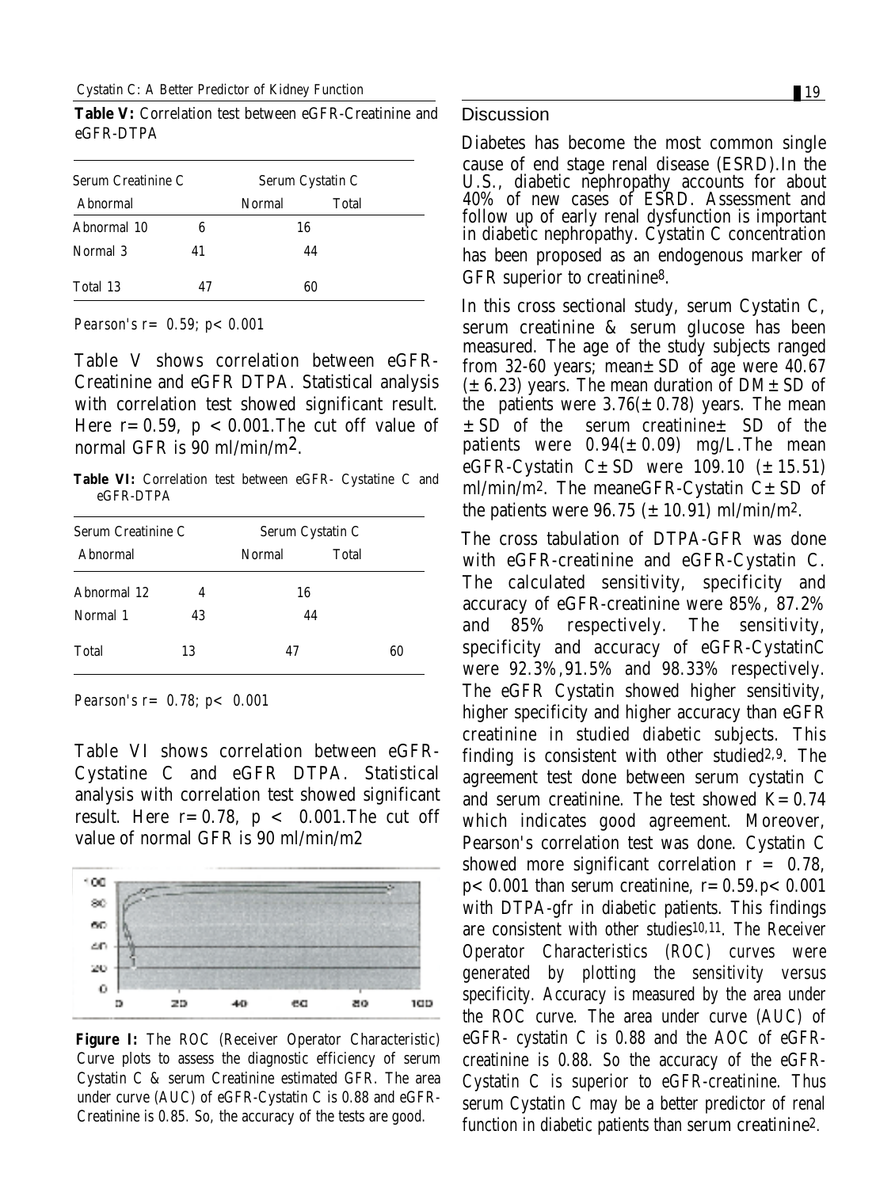**Table V:** Correlation test between eGFR-Creatinine and eGFR-DTPA

| Serum Creatinine C | Serum Cystatin C | | |
|---|---|---|---|
| Abnormal | | Normal | Total |
| Abnormal 10 | 6 | 16 | |
| Normal 3 | 41 | 44 | |
| Total 13 | 47 | 60 | |

*Pearson's r= 0.59; p< 0.001*

Table V shows correlation between eGFR-Creatinine and eGFR DTPA. Statistical analysis with correlation test showed significant result. Here r=0.59, p < 0.001.The cut off value of normal GFR is 90 ml/min/$m^2$.

**Table VI:** Correlation test between eGFR- Cystatine C and eGFR-DTPA

| Serum Creatinine C | Serum Cystatin C | | |
|---|---|---|---|
| Abnormal | | Normal | Total |
| Abnormal 12 | 4 | 16 | |
| Normal 1 | 43 | 44 | |
| Total | 13 | 47 | 60 |

*Pearson's r= 0.78; p< 0.001*

Table VI shows correlation between eGFR-Cystatine C and eGFR DTPA. Statistical analysis with correlation test showed significant result. Here r=0.78, p < 0.001.The cut off value of normal GFR is 90 ml/min/m2

**Figure I:** The ROC (Receiver Operator Characteristic) Curve plots to assess the diagnostic efficiency of serum Cystatin C & serum Creatinine estimated GFR. The area under curve (AUC) of eGFR-Cystatin C is 0.88 and eGFR-Creatinine is 0.85. So, the accuracy of the tests are good.

## Discussion

Diabetes has become the most common single cause of end stage renal disease (ESRD).In the U.S., diabetic nephropathy accounts for about 40% of new cases of ESRD. Assessment and follow up of early renal dysfunction is important in diabetic nephropathy. Cystatin C concentration has been proposed as an endogenous marker of GFR superior to creatinine[8].

In this cross sectional study, serum Cystatin C, serum creatinine & serum glucose has been measured. The age of the study subjects ranged from 32-60 years; mean±SD of age were 40.67 (±6.23) years. The mean duration of DM±SD of the patients were 3.76(±0.78) years. The mean ±SD of the serum creatinine± SD of the patients were 0.94(±0.09) mg/L.The mean eGFR-Cystatin C±SD were 109.10 (±15.51) ml/min/$m^2$. The meaneGFR-Cystatin C±SD of the patients were 96.75 (±10.91) ml/min/$m^2$.

The cross tabulation of DTPA-GFR was done with eGFR-creatinine and eGFR-Cystatin C. The calculated sensitivity, specificity and accuracy of eGFR-creatinine were 85%, 87.2% and 85% respectively. The sensitivity, specificity and accuracy of eGFR-CystatinC were 92.3%,91.5% and 98.33% respectively. The eGFR Cystatin showed higher sensitivity, higher specificity and higher accuracy than eGFR creatinine in studied diabetic subjects. This finding is consistent with other studied[2,9]. The agreement test done between serum cystatin C and serum creatinine. The test showed K=0.74 which indicates good agreement. Moreover, Pearson's correlation test was done. Cystatin C showed more significant correlation r = 0.78, p<0.001 than serum creatinine, r=0.59.p<0.001 with DTPA-gfr in diabetic patients. This findings are consistent with other studies[10,11]. The Receiver Operator Characteristics (ROC) curves were generated by plotting the sensitivity versus specificity. Accuracy is measured by the area under the ROC curve. The area under curve (AUC) of eGFR- cystatin C is 0.88 and the AOC of eGFR-creatinine is 0.88. So the accuracy of the eGFR-Cystatin C is superior to eGFR-creatinine. Thus serum Cystatin C may be a better predictor of renal function in diabetic patients than serum creatinine[2].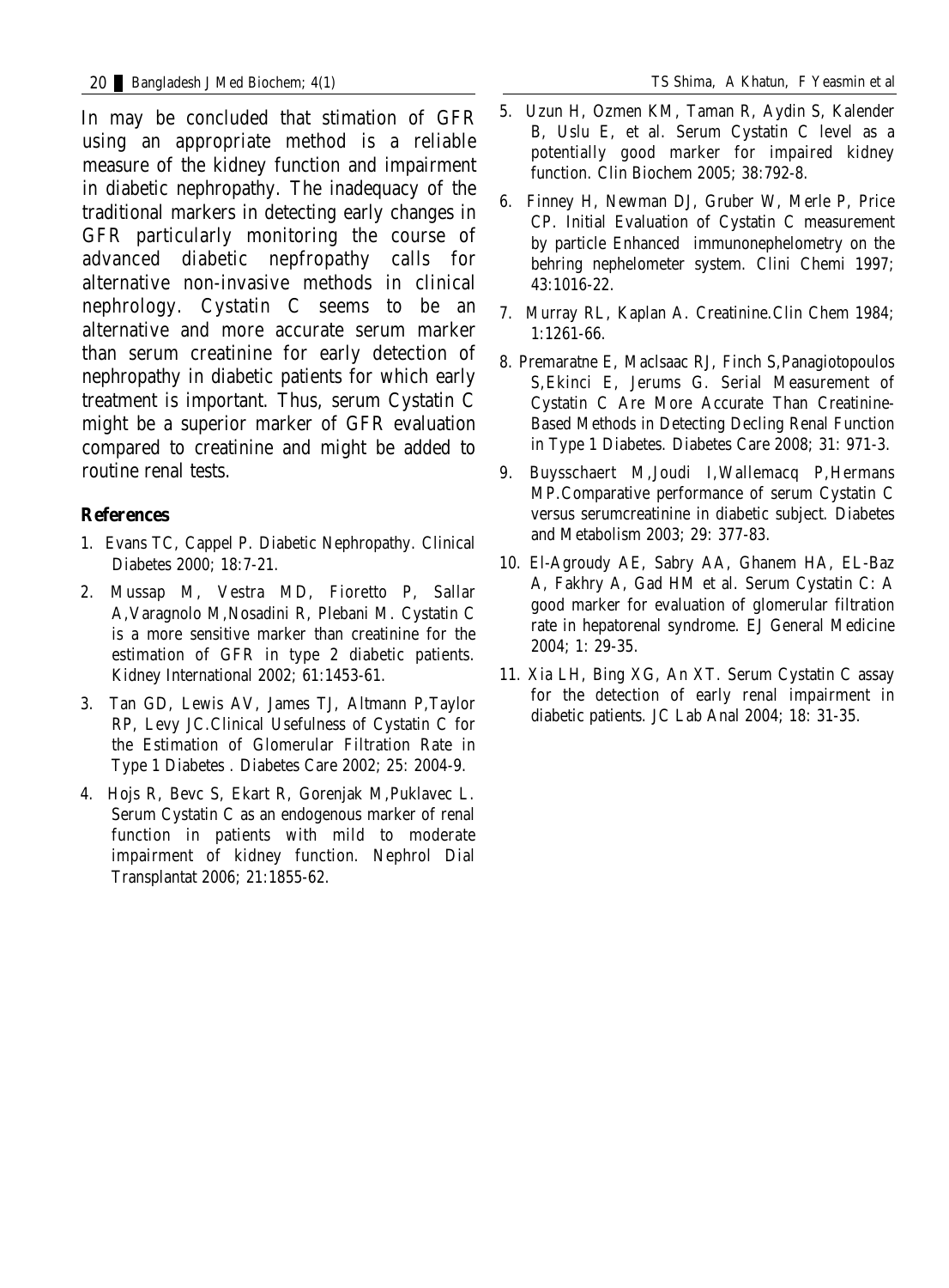In may be concluded that stimation of GFR using an appropriate method is a reliable measure of the kidney function and impairment in diabetic nephropathy. The inadequacy of the traditional markers in detecting early changes in GFR particularly monitoring the course of advanced diabetic nepfropathy calls for alternative non-invasive methods in clinical nephrology. Cystatin C seems to be an alternative and more accurate serum marker than serum creatinine for early detection of nephropathy in diabetic patients for which early treatment is important. Thus, serum Cystatin C might be a superior marker of GFR evaluation compared to creatinine and might be added to routine renal tests.

## References

1. Evans TC, Cappel P. Diabetic Nephropathy. Clinical Diabetes 2000; 18:7-21.
2. Mussap M, Vestra MD, Fioretto P, Sallar A,Varagnolo M,Nosadini R, Plebani M. Cystatin C is a more sensitive marker than creatinine for the estimation of GFR in type 2 diabetic patients. Kidney International 2002; 61:1453-61.
3. Tan GD, Lewis AV, James TJ, Altmann P,Taylor RP, Levy JC.Clinical Usefulness of Cystatin C for the Estimation of Glomerular Filtration Rate in Type 1 Diabetes . Diabetes Care 2002; 25: 2004-9.
4. Hojs R, Bevc S, Ekart R, Gorenjak M,Puklavec L. Serum Cystatin C as an endogenous marker of renal function in patients with mild to moderate impairment of kidney function. Nephrol Dial Transplantat 2006; 21:1855-62.
5. Uzun H, Ozmen KM, Taman R, Aydin S, Kalender B, Uslu E, et al. Serum Cystatin C level as a potentially good marker for impaired kidney function. Clin Biochem 2005; 38:792-8.
6. Finney H, Newman DJ, Gruber W, Merle P, Price CP. Initial Evaluation of Cystatin C measurement by particle Enhanced immunonephelometry on the behring nephelometer system. Clini Chemi 1997; 43:1016-22.
7. Murray RL, Kaplan A. Creatinine.Clin Chem 1984; 1:1261-66.
8. Premaratne E, MacIsaac RJ, Finch S,Panagiotopoulos S,Ekinci E, Jerums G. Serial Measurement of Cystatin C Are More Accurate Than Creatinine-Based Methods in Detecting Decling Renal Function in Type 1 Diabetes. Diabetes Care 2008; 31: 971-3.
9. Buysschaert M,Joudi I,Wallemacq P,Hermans MP.Comparative performance of serum Cystatin C versus serumcreatinine in diabetic subject. Diabetes and Metabolism 2003; 29: 377-83.
10. El-Agroudy AE, Sabry AA, Ghanem HA, EL-Baz A, Fakhry A, Gad HM et al. Serum Cystatin C: A good marker for evaluation of glomerular filtration rate in hepatorenal syndrome. EJ General Medicine 2004; 1: 29-35.
11. Xia LH, Bing XG, An XT. Serum Cystatin C assay for the detection of early renal impairment in diabetic patients. JC Lab Anal 2004; 18: 31-35.